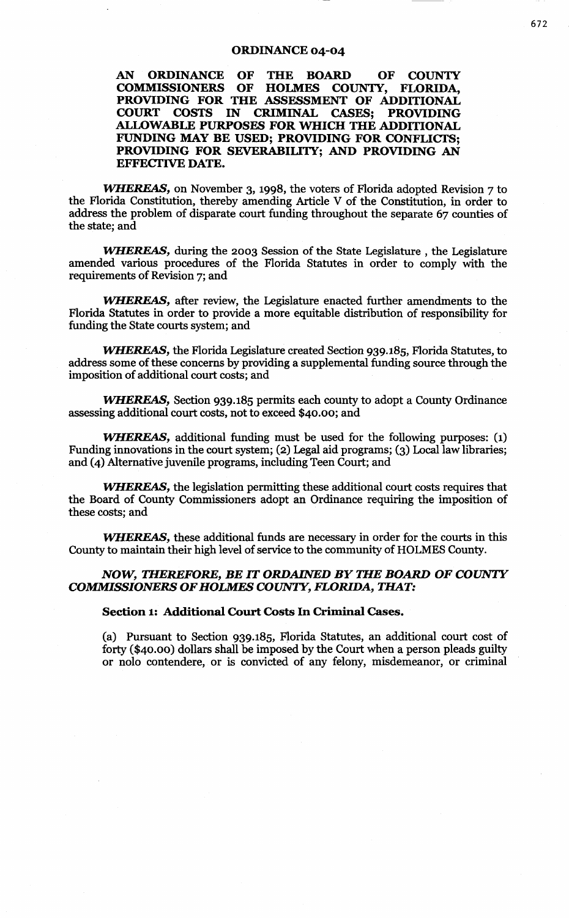# ORDINANCE 04-04

**AN ORDINANCE OF THE BOARD OF COUNTY COMMISSIONERS OF HOLMES COUNTY, FLORIDA, PROVIDING FOR THE ASSESSMENT OF ADDITIONAL COURT COSTS IN CRIMINAL CASES; PROVIDING ALLOWABLE PURPOSES FOR WHICH THE ADDITIONAL FUNDING MAY BE USED; PROVIDING FOR CONFLICTS; PROVIDING FOR SEVERABILITY; AND PROVIDING AN EFFECTIVE DATE.**

***WHEREAS,*** on November 3, 1998, the voters of Florida adopted Revision 7 to the Florida Constitution, thereby amending Article V of the Constitution, in order to address the problem of disparate court funding throughout the separate 67 counties of the state; and

***WHEREAS,*** during the 2003 Session of the State Legislature , the Legislature amended various procedures of the Florida Statutes in order to comply with the requirements of Revision 7; and

***WHEREAS,*** after review, the Legislature enacted further amendments to the Florida Statutes in order to provide a more equitable distribution of responsibility for funding the State courts system; and

***WHEREAS,*** the Florida Legislature created Section 939.185, Florida Statutes, to address some of these concerns by providing a supplemental funding source through the imposition of additional court costs; and

***WHEREAS,*** Section 939.185 permits each county to adopt a County Ordinance assessing additional court costs, not to exceed $40.00; and

***WHEREAS,*** additional funding must be used for the following purposes: (1) Funding innovations in the court system; (2) Legal aid programs; (3) Local law libraries; and (4) Alternative juvenile programs, including Teen Court; and

***WHEREAS,*** the legislation permitting these additional court costs requires that the Board of County Commissioners adopt an Ordinance requiring the imposition of these costs; and

***WHEREAS,*** these additional funds are necessary in order for the courts in this County to maintain their high level of service to the community of HOLMES County.

***NOW, THEREFORE, BE IT ORDAINED BY THE BOARD OF COUNTY COMMISSIONERS OF HOLMES COUNTY, FLORIDA, THAT:***

**Section 1: Additional Court Costs In Criminal Cases.**

(a) Pursuant to Section 939.185, Florida Statutes, an additional court cost of forty ($40.00) dollars shall be imposed by the Court when a person pleads guilty or nolo contendere, or is convicted of any felony, misdemeanor, or criminal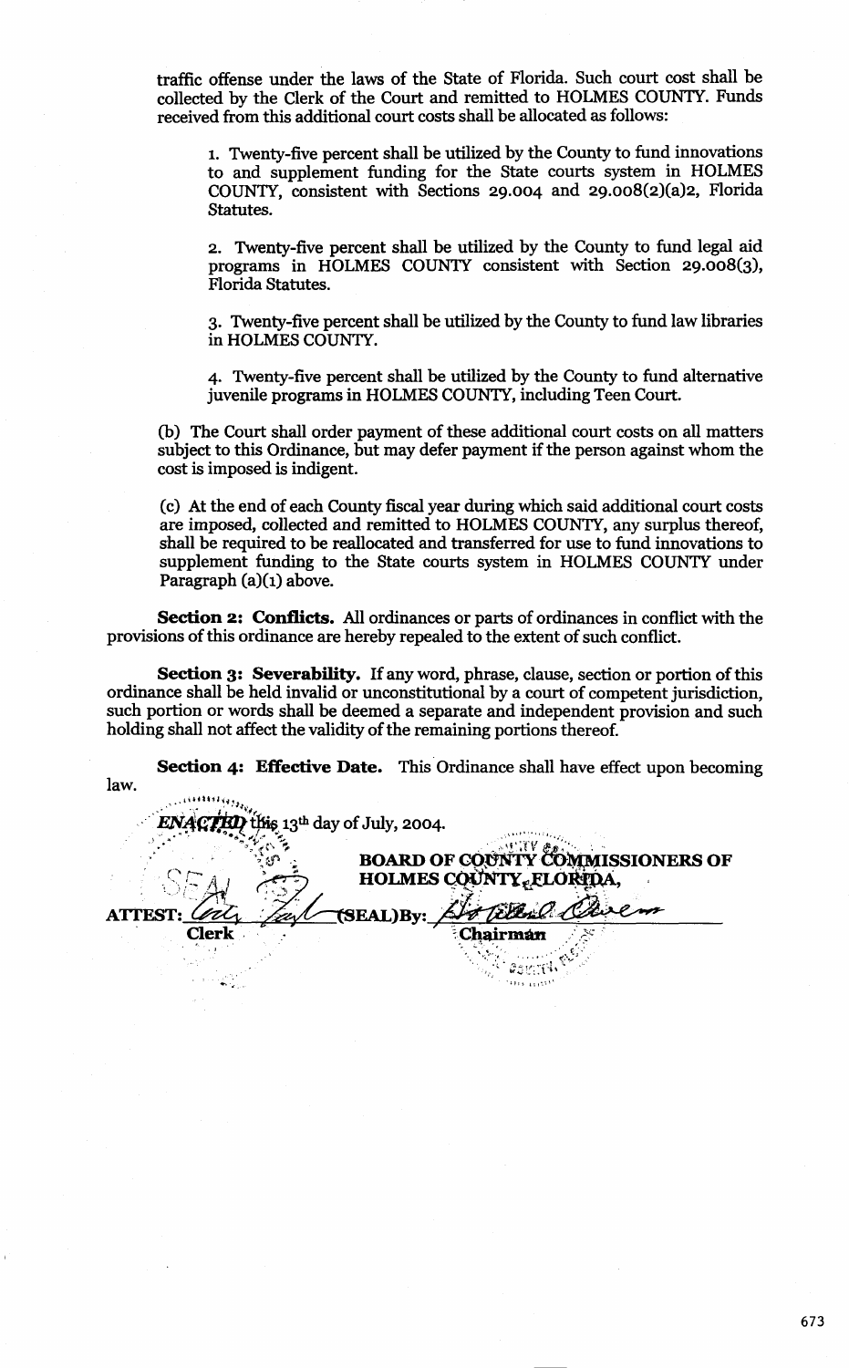traffic offense under the laws of the State of Florida. Such court cost shall be collected by the Clerk of the Court and remitted to HOLMES COUNTY. Funds received from this additional court costs shall be allocated as follows:

1. Twenty-five percent shall be utilized by the County to fund innovations to and supplement funding for the State courts system in HOLMES COUNTY, consistent with Sections 29.004 and 29.008(2)(a)2, Florida Statutes.

2. Twenty-five percent shall be utilized by the County to fund legal aid programs in HOLMES COUNTY consistent with Section 29.008(3), Florida Statutes.

3. Twenty-five percent shall be utilized by the County to fund law libraries in HOLMES COUNTY.

4. Twenty-five percent shall be utilized by the County to fund alternative juvenile programs in HOLMES COUNTY, including Teen Court.

(b) The Court shall order payment of these additional court costs on all matters subject to this Ordinance, but may defer payment if the person against whom the cost is imposed is indigent.

(c) At the end of each County fiscal year during which said additional court costs are imposed, collected and remitted to HOLMES COUNTY, any surplus thereof, shall be required to be reallocated and transferred for use to fund innovations to supplement funding to the State courts system in HOLMES COUNTY under Paragraph (a)(1) above.

**Section 2: Conflicts.** All ordinances or parts of ordinances in conflict with the provisions of this ordinance are hereby repealed to the extent of such conflict.

**Section 3: Severability.** If any word, phrase, clause, section or portion of this ordinance shall be held invalid or unconstitutional by a court of competent jurisdiction, such portion or words shall be deemed a separate and independent provision and such holding shall not affect the validity of the remaining portions thereof.

**Section 4: Effective Date.** This Ordinance shall have effect upon becoming law.

*ENACTED* this 13th day of July, 2004.

**BOARD OF COUNTY COMMISSIONERS OF HOLMES COUNTY, FLORIDA,**

**ATTEST:** ______________ **(SEAL) By:** ______________

**Clerk** **Chairman**